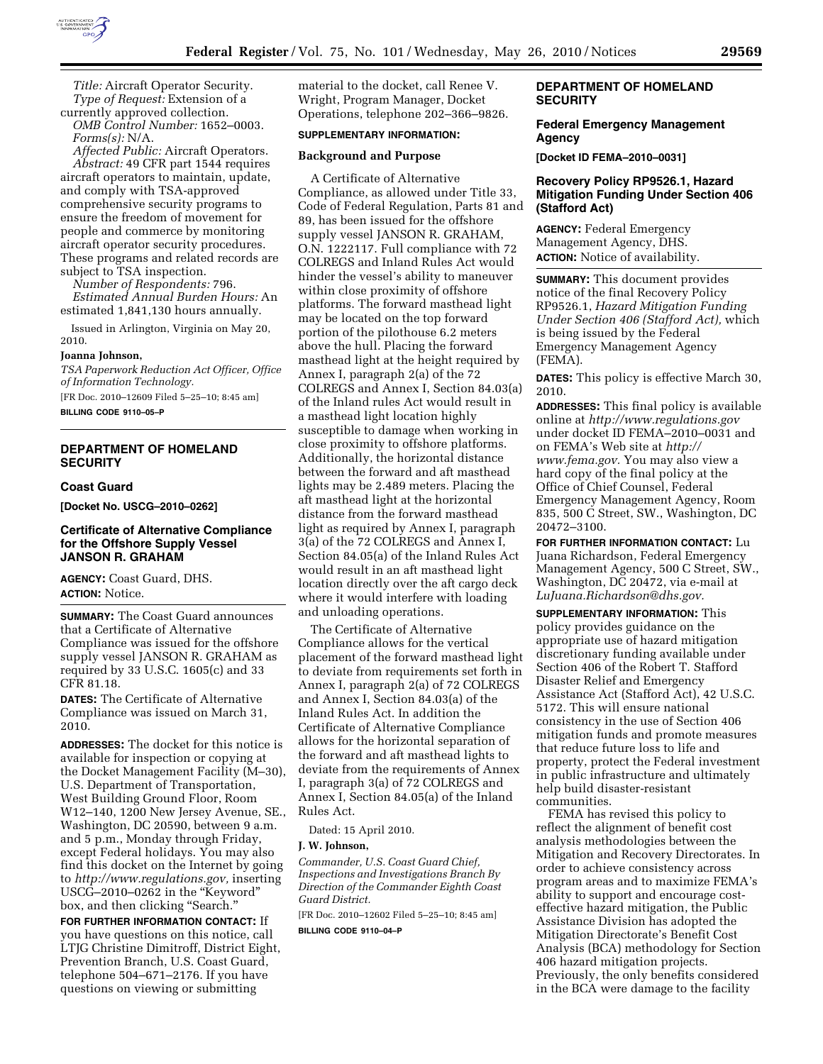*Title:* Aircraft Operator Security.

*Type of Request:* Extension of a currently approved collection.

*OMB Control Number:* 1652–0003.

*Forms(s):* N/A.

*Affected Public:* Aircraft Operators.

*Abstract:* 49 CFR part 1544 requires aircraft operators to maintain, update, and comply with TSA-approved comprehensive security programs to ensure the freedom of movement for people and commerce by monitoring aircraft operator security procedures. These programs and related records are subject to TSA inspection.

*Number of Respondents:* 796.

*Estimated Annual Burden Hours:* An estimated 1,841,130 hours annually.

Issued in Arlington, Virginia on May 20, 2010.

**Joanna Johnson,**

*TSA Paperwork Reduction Act Officer, Office of Information Technology.*

[FR Doc. 2010–12609 Filed 5–25–10; 8:45 am]

**BILLING CODE 9110–05–P**

## DEPARTMENT OF HOMELAND SECURITY

### Coast Guard

**[Docket No. USCG–2010–0262]**

### Certificate of Alternative Compliance for the Offshore Supply Vessel JANSON R. GRAHAM

**AGENCY:** Coast Guard, DHS.

**ACTION:** Notice.

**SUMMARY:** The Coast Guard announces that a Certificate of Alternative Compliance was issued for the offshore supply vessel JANSON R. GRAHAM as required by 33 U.S.C. 1605(c) and 33 CFR 81.18.

**DATES:** The Certificate of Alternative Compliance was issued on March 31, 2010.

**ADDRESSES:** The docket for this notice is available for inspection or copying at the Docket Management Facility (M–30), U.S. Department of Transportation, West Building Ground Floor, Room W12–140, 1200 New Jersey Avenue, SE., Washington, DC 20590, between 9 a.m. and 5 p.m., Monday through Friday, except Federal holidays. You may also find this docket on the Internet by going to *http://www.regulations.gov,* inserting USCG–2010–0262 in the "Keyword" box, and then clicking "Search."

**FOR FURTHER INFORMATION CONTACT:** If you have questions on this notice, call LTJG Christine Dimitroff, District Eight, Prevention Branch, U.S. Coast Guard, telephone 504–671–2176. If you have questions on viewing or submitting material to the docket, call Renee V. Wright, Program Manager, Docket Operations, telephone 202–366–9826.

**SUPPLEMENTARY INFORMATION:**

**Background and Purpose**

A Certificate of Alternative Compliance, as allowed under Title 33, Code of Federal Regulation, Parts 81 and 89, has been issued for the offshore supply vessel JANSON R. GRAHAM, O.N. 1222117. Full compliance with 72 COLREGS and Inland Rules Act would hinder the vessel's ability to maneuver within close proximity of offshore platforms. The forward masthead light may be located on the top forward portion of the pilothouse 6.2 meters above the hull. Placing the forward masthead light at the height required by Annex I, paragraph 2(a) of the 72 COLREGS and Annex I, Section 84.03(a) of the Inland rules Act would result in a masthead light location highly susceptible to damage when working in close proximity to offshore platforms. Additionally, the horizontal distance between the forward and aft masthead lights may be 2.489 meters. Placing the aft masthead light at the horizontal distance from the forward masthead light as required by Annex I, paragraph 3(a) of the 72 COLREGS and Annex I, Section 84.05(a) of the Inland Rules Act would result in an aft masthead light location directly over the aft cargo deck where it would interfere with loading and unloading operations.

The Certificate of Alternative Compliance allows for the vertical placement of the forward masthead light to deviate from requirements set forth in Annex I, paragraph 2(a) of 72 COLREGS and Annex I, Section 84.03(a) of the Inland Rules Act. In addition the Certificate of Alternative Compliance allows for the horizontal separation of the forward and aft masthead lights to deviate from the requirements of Annex I, paragraph 3(a) of 72 COLREGS and Annex I, Section 84.05(a) of the Inland Rules Act.

Dated: 15 April 2010.

**J. W. Johnson,**

*Commander, U.S. Coast Guard Chief, Inspections and Investigations Branch By Direction of the Commander Eighth Coast Guard District.*

[FR Doc. 2010–12602 Filed 5–25–10; 8:45 am]

**BILLING CODE 9110–04–P**

## DEPARTMENT OF HOMELAND SECURITY

### Federal Emergency Management Agency

**[Docket ID FEMA–2010–0031]**

### Recovery Policy RP9526.1, Hazard Mitigation Funding Under Section 406 (Stafford Act)

**AGENCY:** Federal Emergency Management Agency, DHS.

**ACTION:** Notice of availability.

**SUMMARY:** This document provides notice of the final Recovery Policy RP9526.1, *Hazard Mitigation Funding Under Section 406 (Stafford Act),* which is being issued by the Federal Emergency Management Agency (FEMA).

**DATES:** This policy is effective March 30, 2010.

**ADDRESSES:** This final policy is available online at *http://www.regulations.gov* under docket ID FEMA–2010–0031 and on FEMA's Web site at *http://www.fema.gov.* You may also view a hard copy of the final policy at the Office of Chief Counsel, Federal Emergency Management Agency, Room 835, 500 C Street, SW., Washington, DC 20472–3100.

**FOR FURTHER INFORMATION CONTACT:** Lu Juana Richardson, Federal Emergency Management Agency, 500 C Street, SW., Washington, DC 20472, via e-mail at *LuJuana.Richardson@dhs.gov.*

**SUPPLEMENTARY INFORMATION:** This policy provides guidance on the appropriate use of hazard mitigation discretionary funding available under Section 406 of the Robert T. Stafford Disaster Relief and Emergency Assistance Act (Stafford Act), 42 U.S.C. 5172. This will ensure national consistency in the use of Section 406 mitigation funds and promote measures that reduce future loss to life and property, protect the Federal investment in public infrastructure and ultimately help build disaster-resistant communities.

FEMA has revised this policy to reflect the alignment of benefit cost analysis methodologies between the Mitigation and Recovery Directorates. In order to achieve consistency across program areas and to maximize FEMA's ability to support and encourage cost-effective hazard mitigation, the Public Assistance Division has adopted the Mitigation Directorate's Benefit Cost Analysis (BCA) methodology for Section 406 hazard mitigation projects. Previously, the only benefits considered in the BCA were damage to the facility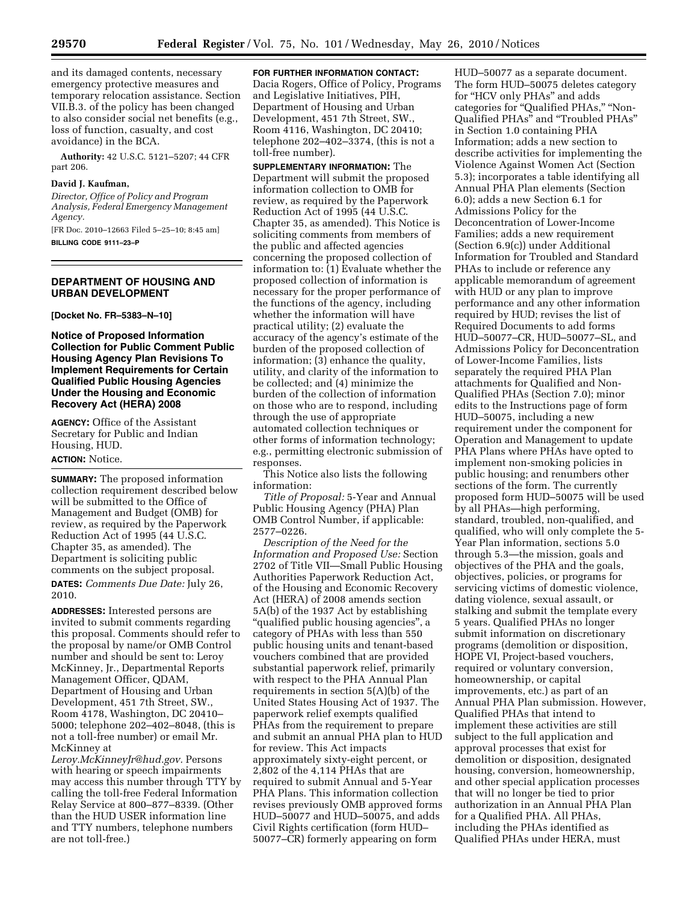and its damaged contents, necessary emergency protective measures and temporary relocation assistance. Section VII.B.3. of the policy has been changed to also consider social net benefits (e.g., loss of function, casualty, and cost avoidance) in the BCA.

**Authority:** 42 U.S.C. 5121–5207; 44 CFR part 206.

**David J. Kaufman,**

*Director, Office of Policy and Program Analysis, Federal Emergency Management Agency.*

[FR Doc. 2010–12663 Filed 5–25–10; 8:45 am]

**BILLING CODE 9111–23–P**

---

## DEPARTMENT OF HOUSING AND URBAN DEVELOPMENT

**[Docket No. FR–5383–N–10]**

### Notice of Proposed Information Collection for Public Comment Public Housing Agency Plan Revisions To Implement Requirements for Certain Qualified Public Housing Agencies Under the Housing and Economic Recovery Act (HERA) 2008

**AGENCY:** Office of the Assistant Secretary for Public and Indian Housing, HUD.

**ACTION:** Notice.

**SUMMARY:** The proposed information collection requirement described below will be submitted to the Office of Management and Budget (OMB) for review, as required by the Paperwork Reduction Act of 1995 (44 U.S.C. Chapter 35, as amended). The Department is soliciting public comments on the subject proposal.

**DATES:** *Comments Due Date:* July 26, 2010.

**ADDRESSES:** Interested persons are invited to submit comments regarding this proposal. Comments should refer to the proposal by name/or OMB Control number and should be sent to: Leroy McKinney, Jr., Departmental Reports Management Officer, QDAM, Department of Housing and Urban Development, 451 7th Street, SW., Room 4178, Washington, DC 20410–5000; telephone 202–402–8048, (this is not a toll-free number) or email Mr. McKinney at *Leroy.McKinneyJr@hud.gov.* Persons with hearing or speech impairments may access this number through TTY by calling the toll-free Federal Information Relay Service at 800–877–8339. (Other than the HUD USER information line and TTY numbers, telephone numbers are not toll-free.)

**FOR FURTHER INFORMATION CONTACT:** Dacia Rogers, Office of Policy, Programs and Legislative Initiatives, PIH, Department of Housing and Urban Development, 451 7th Street, SW., Room 4116, Washington, DC 20410; telephone 202–402–3374, (this is not a toll-free number).

**SUPPLEMENTARY INFORMATION:** The Department will submit the proposed information collection to OMB for review, as required by the Paperwork Reduction Act of 1995 (44 U.S.C. Chapter 35, as amended). This Notice is soliciting comments from members of the public and affected agencies concerning the proposed collection of information to: (1) Evaluate whether the proposed collection of information is necessary for the proper performance of the functions of the agency, including whether the information will have practical utility; (2) evaluate the accuracy of the agency's estimate of the burden of the proposed collection of information; (3) enhance the quality, utility, and clarity of the information to be collected; and (4) minimize the burden of the collection of information on those who are to respond, including through the use of appropriate automated collection techniques or other forms of information technology; e.g., permitting electronic submission of responses.

This Notice also lists the following information:

*Title of Proposal:* 5-Year and Annual Public Housing Agency (PHA) Plan OMB Control Number, if applicable: 2577–0226.

*Description of the Need for the Information and Proposed Use:* Section 2702 of Title VII—Small Public Housing Authorities Paperwork Reduction Act, of the Housing and Economic Recovery Act (HERA) of 2008 amends section 5A(b) of the 1937 Act by establishing "qualified public housing agencies", a category of PHAs with less than 550 public housing units and tenant-based vouchers combined that are provided substantial paperwork relief, primarily with respect to the PHA Annual Plan requirements in section 5(A)(b) of the United States Housing Act of 1937. The paperwork relief exempts qualified PHAs from the requirement to prepare and submit an annual PHA plan to HUD for review. This Act impacts approximately sixty-eight percent, or 2,802 of the 4,114 PHAs that are required to submit Annual and 5-Year PHA Plans. This information collection revises previously OMB approved forms HUD–50077 and HUD–50075, and adds Civil Rights certification (form HUD–50077–CR) formerly appearing on form HUD–50077 as a separate document. The form HUD–50075 deletes category for "HCV only PHAs" and adds categories for "Qualified PHAs," "Non-Qualified PHAs" and "Troubled PHAs" in Section 1.0 containing PHA Information; adds a new section to describe activities for implementing the Violence Against Women Act (Section 5.3); incorporates a table identifying all Annual PHA Plan elements (Section 6.0); adds a new Section 6.1 for Admissions Policy for the Deconcentration of Lower-Income Families; adds a new requirement (Section 6.9(c)) under Additional Information for Troubled and Standard PHAs to include or reference any applicable memorandum of agreement with HUD or any plan to improve performance and any other information required by HUD; revises the list of Required Documents to add forms HUD–50077–CR, HUD–50077–SL, and Admissions Policy for Deconcentration of Lower-Income Families, lists separately the required PHA Plan attachments for Qualified and Non-Qualified PHAs (Section 7.0); minor edits to the Instructions page of form HUD–50075, including a new requirement under the component for Operation and Management to update PHA Plans where PHAs have opted to implement non-smoking policies in public housing; and renumbers other sections of the form. The currently proposed form HUD–50075 will be used by all PHAs—high performing, standard, troubled, non-qualified, and qualified, who will only complete the 5-Year Plan information, sections 5.0 through 5.3—the mission, goals and objectives of the PHA and the goals, objectives, policies, or programs for servicing victims of domestic violence, dating violence, sexual assault, or stalking and submit the template every 5 years. Qualified PHAs no longer submit information on discretionary programs (demolition or disposition, HOPE VI, Project-based vouchers, required or voluntary conversion, homeownership, or capital improvements, etc.) as part of an Annual PHA Plan submission. However, Qualified PHAs that intend to implement these activities are still subject to the full application and approval processes that exist for demolition or disposition, designated housing, conversion, homeownership, and other special application processes that will no longer be tied to prior authorization in an Annual PHA Plan for a Qualified PHA. All PHAs, including the PHAs identified as Qualified PHAs under HERA, must